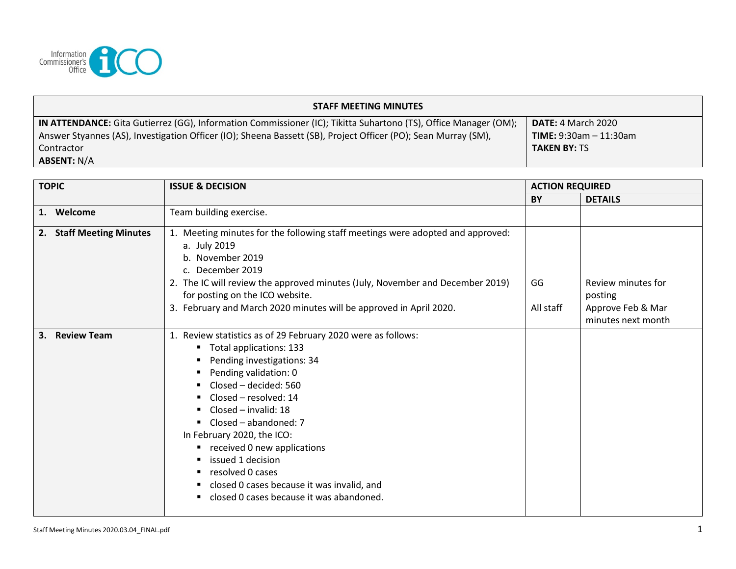Information Commissioner's Office

| STAFF MEETING MINUTES | |
|---|---|
| **IN ATTENDANCE:** Gita Gutierrez (GG), Information Commissioner (IC); Tikitta Suhartono (TS), Office Manager (OM); Answer Styannes (AS), Investigation Officer (IO); Sheena Bassett (SB), Project Officer (PO); Sean Murray (SM), Contractor<br>**ABSENT:** N/A | **DATE:** 4 March 2020<br>**TIME:** 9:30am – 11:30am<br>**TAKEN BY:** TS |

| TOPIC | ISSUE & DECISION | ACTION REQUIRED | |
|---|---|---|---|
| | | **BY** | **DETAILS** |
| **1. Welcome** | Team building exercise. | | |
| **2. Staff Meeting Minutes** | 1. Meeting minutes for the following staff meetings were adopted and approved:<br>a. July 2019<br>b. November 2019<br>c. December 2019<br>2. The IC will review the approved minutes (July, November and December 2019) for posting on the ICO website.<br>3. February and March 2020 minutes will be approved in April 2020. | GG<br><br>All staff | Review minutes for posting<br><br>Approve Feb & Mar minutes next month |
| **3. Review Team** | 1. Review statistics as of 29 February 2020 were as follows:<br>▪ Total applications: 133<br>▪ Pending investigations: 34<br>▪ Pending validation: 0<br>▪ Closed – decided: 560<br>▪ Closed – resolved: 14<br>▪ Closed – invalid: 18<br>▪ Closed – abandoned: 7<br>In February 2020, the ICO:<br>▪ received 0 new applications<br>▪ issued 1 decision<br>▪ resolved 0 cases<br>▪ closed 0 cases because it was invalid, and<br>▪ closed 0 cases because it was abandoned. | | |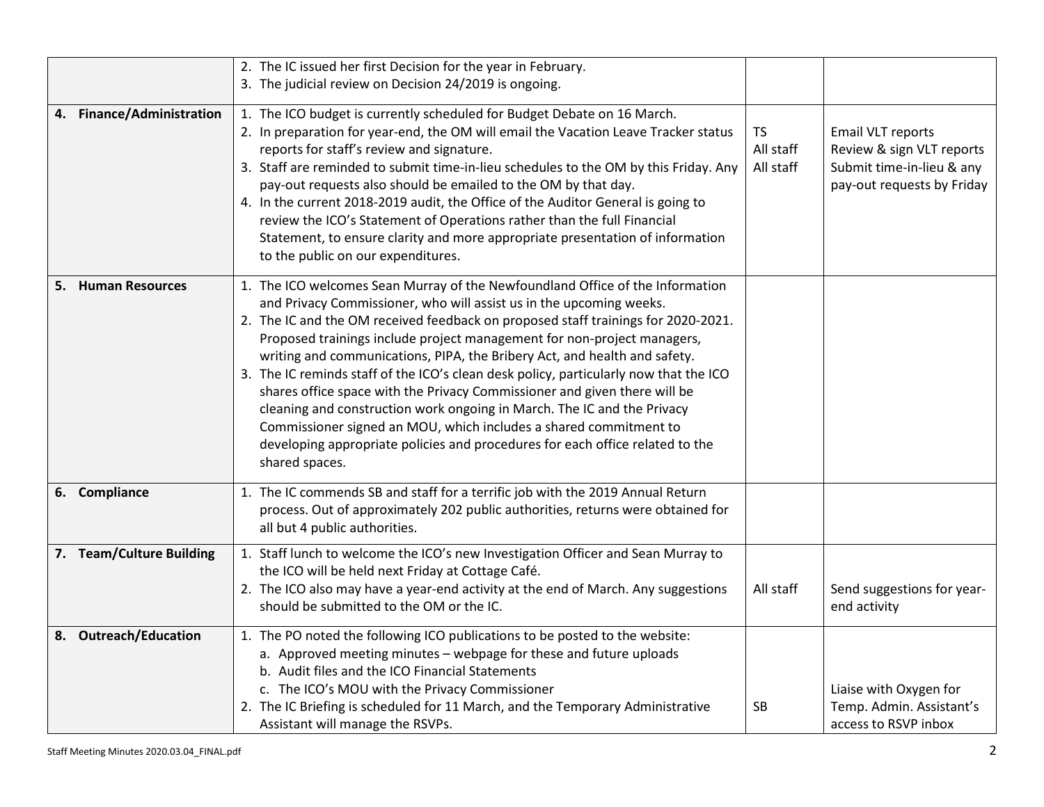| | | | |
|---|---|---|---|
| | 2. The IC issued her first Decision for the year in February.<br>3. The judicial review on Decision 24/2019 is ongoing. | | |
| **4. Finance/Administration** | 1. The ICO budget is currently scheduled for Budget Debate on 16 March.<br>2. In preparation for year-end, the OM will email the Vacation Leave Tracker status reports for staff's review and signature.<br>3. Staff are reminded to submit time-in-lieu schedules to the OM by this Friday. Any pay-out requests also should be emailed to the OM by that day.<br>4. In the current 2018-2019 audit, the Office of the Auditor General is going to review the ICO's Statement of Operations rather than the full Financial Statement, to ensure clarity and more appropriate presentation of information to the public on our expenditures. | TS<br>All staff<br>All staff | Email VLT reports<br>Review & sign VLT reports<br>Submit time-in-lieu & any pay-out requests by Friday |
| **5. Human Resources** | 1. The ICO welcomes Sean Murray of the Newfoundland Office of the Information and Privacy Commissioner, who will assist us in the upcoming weeks.<br>2. The IC and the OM received feedback on proposed staff trainings for 2020-2021. Proposed trainings include project management for non-project managers, writing and communications, PIPA, the Bribery Act, and health and safety.<br>3. The IC reminds staff of the ICO's clean desk policy, particularly now that the ICO shares office space with the Privacy Commissioner and given there will be cleaning and construction work ongoing in March. The IC and the Privacy Commissioner signed an MOU, which includes a shared commitment to developing appropriate policies and procedures for each office related to the shared spaces. | | |
| **6. Compliance** | 1. The IC commends SB and staff for a terrific job with the 2019 Annual Return process. Out of approximately 202 public authorities, returns were obtained for all but 4 public authorities. | | |
| **7. Team/Culture Building** | 1. Staff lunch to welcome the ICO's new Investigation Officer and Sean Murray to the ICO will be held next Friday at Cottage Café.<br>2. The ICO also may have a year-end activity at the end of March. Any suggestions should be submitted to the OM or the IC. | All staff | Send suggestions for year-end activity |
| **8. Outreach/Education** | 1. The PO noted the following ICO publications to be posted to the website:<br>a. Approved meeting minutes – webpage for these and future uploads<br>b. Audit files and the ICO Financial Statements<br>c. The ICO's MOU with the Privacy Commissioner<br>2. The IC Briefing is scheduled for 11 March, and the Temporary Administrative Assistant will manage the RSVPs. | SB | Liaise with Oxygen for Temp. Admin. Assistant's access to RSVP inbox |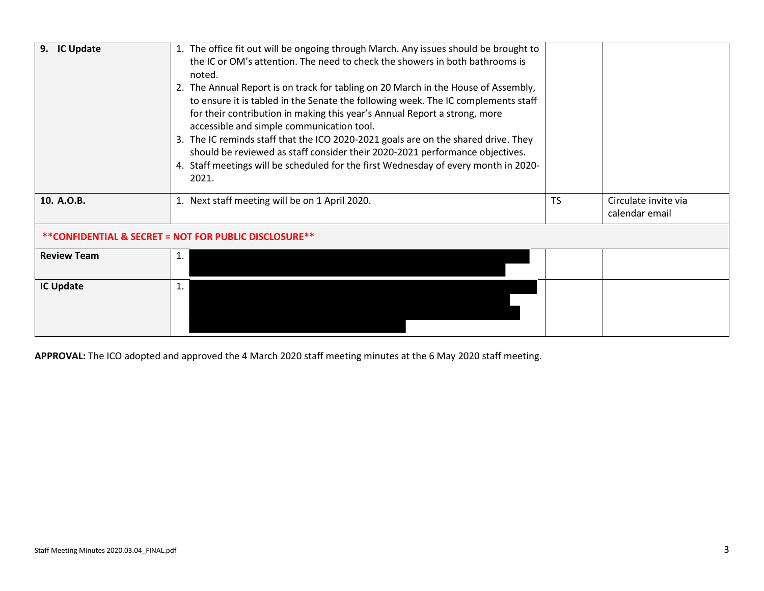| | | | |
|---|---|---|---|
| **9. IC Update** | 1. The office fit out will be ongoing through March. Any issues should be brought to the IC or OM's attention. The need to check the showers in both bathrooms is noted.<br>2. The Annual Report is on track for tabling on 20 March in the House of Assembly, to ensure it is tabled in the Senate the following week. The IC complements staff for their contribution in making this year's Annual Report a strong, more accessible and simple communication tool.<br>3. The IC reminds staff that the ICO 2020-2021 goals are on the shared drive. They should be reviewed as staff consider their 2020-2021 performance objectives.<br>4. Staff meetings will be scheduled for the first Wednesday of every month in 2020-2021. | | |
| **10. A.O.B.** | 1. Next staff meeting will be on 1 April 2020. | TS | Circulate invite via calendar email |
| **\*\*CONFIDENTIAL & SECRET = NOT FOR PUBLIC DISCLOSURE\*\*** | | | |
| **Review Team** | 1. [REDACTED] | | |
| **IC Update** | 1. [REDACTED] | | |

**APPROVAL:** The ICO adopted and approved the 4 March 2020 staff meeting minutes at the 6 May 2020 staff meeting.